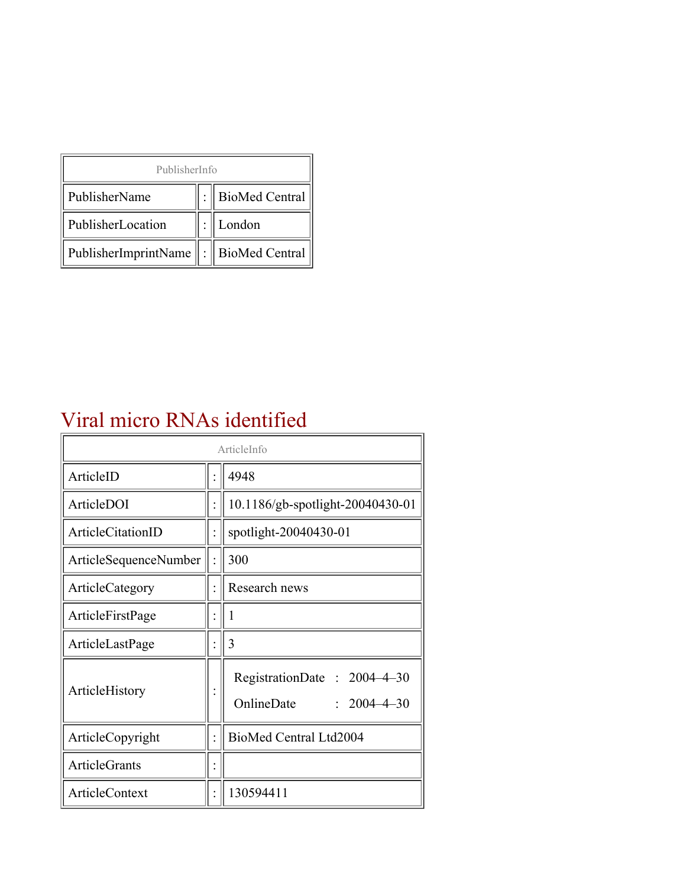| PublisherInfo | | |
|---|---|---|
| PublisherName | : | BioMed Central |
| PublisherLocation | : | London |
| PublisherImprintName | : | BioMed Central |

# Viral micro RNAs identified

| ArticleInfo | | |
|---|---|---|
| ArticleID | : | 4948 |
| ArticleDOI | : | 10.1186/gb-spotlight-20040430-01 |
| ArticleCitationID | : | spotlight-20040430-01 |
| ArticleSequenceNumber | : | 300 |
| ArticleCategory | : | Research news |
| ArticleFirstPage | : | 1 |
| ArticleLastPage | : | 3 |
| ArticleHistory | : | RegistrationDate : 2004–4–30<br>OnlineDate : 2004–4–30 |
| ArticleCopyright | : | BioMed Central Ltd2004 |
| ArticleGrants | : | |
| ArticleContext | : | 130594411 |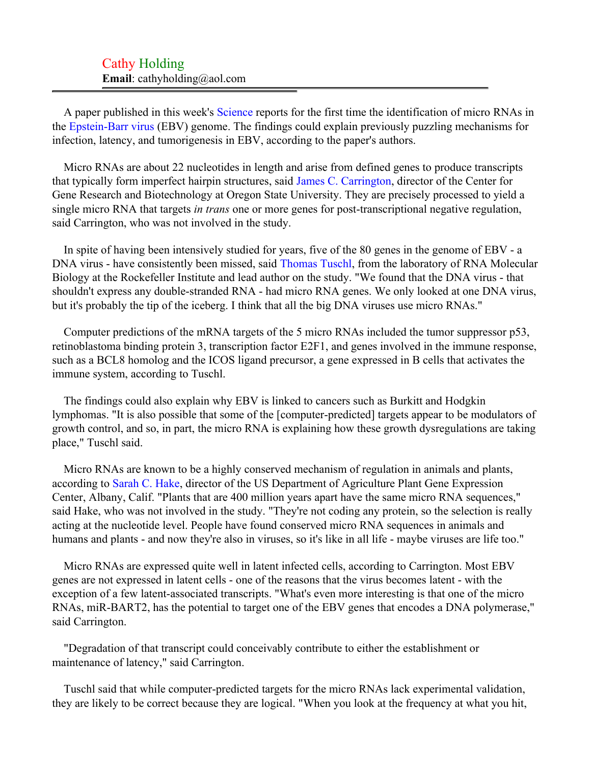Cathy Holding
**Email**: cathyholding@aol.com

---

A paper published in this week's Science reports for the first time the identification of micro RNAs in the Epstein-Barr virus (EBV) genome. The findings could explain previously puzzling mechanisms for infection, latency, and tumorigenesis in EBV, according to the paper's authors.

Micro RNAs are about 22 nucleotides in length and arise from defined genes to produce transcripts that typically form imperfect hairpin structures, said James C. Carrington, director of the Center for Gene Research and Biotechnology at Oregon State University. They are precisely processed to yield a single micro RNA that targets *in trans* one or more genes for post-transcriptional negative regulation, said Carrington, who was not involved in the study.

In spite of having been intensively studied for years, five of the 80 genes in the genome of EBV - a DNA virus - have consistently been missed, said Thomas Tuschl, from the laboratory of RNA Molecular Biology at the Rockefeller Institute and lead author on the study. "We found that the DNA virus - that shouldn't express any double-stranded RNA - had micro RNA genes. We only looked at one DNA virus, but it's probably the tip of the iceberg. I think that all the big DNA viruses use micro RNAs."

Computer predictions of the mRNA targets of the 5 micro RNAs included the tumor suppressor p53, retinoblastoma binding protein 3, transcription factor E2F1, and genes involved in the immune response, such as a BCL8 homolog and the ICOS ligand precursor, a gene expressed in B cells that activates the immune system, according to Tuschl.

The findings could also explain why EBV is linked to cancers such as Burkitt and Hodgkin lymphomas. "It is also possible that some of the [computer-predicted] targets appear to be modulators of growth control, and so, in part, the micro RNA is explaining how these growth dysregulations are taking place," Tuschl said.

Micro RNAs are known to be a highly conserved mechanism of regulation in animals and plants, according to Sarah C. Hake, director of the US Department of Agriculture Plant Gene Expression Center, Albany, Calif. "Plants that are 400 million years apart have the same micro RNA sequences," said Hake, who was not involved in the study. "They're not coding any protein, so the selection is really acting at the nucleotide level. People have found conserved micro RNA sequences in animals and humans and plants - and now they're also in viruses, so it's like in all life - maybe viruses are life too."

Micro RNAs are expressed quite well in latent infected cells, according to Carrington. Most EBV genes are not expressed in latent cells - one of the reasons that the virus becomes latent - with the exception of a few latent-associated transcripts. "What's even more interesting is that one of the micro RNAs, miR-BART2, has the potential to target one of the EBV genes that encodes a DNA polymerase," said Carrington.

"Degradation of that transcript could conceivably contribute to either the establishment or maintenance of latency," said Carrington.

Tuschl said that while computer-predicted targets for the micro RNAs lack experimental validation, they are likely to be correct because they are logical. "When you look at the frequency at what you hit,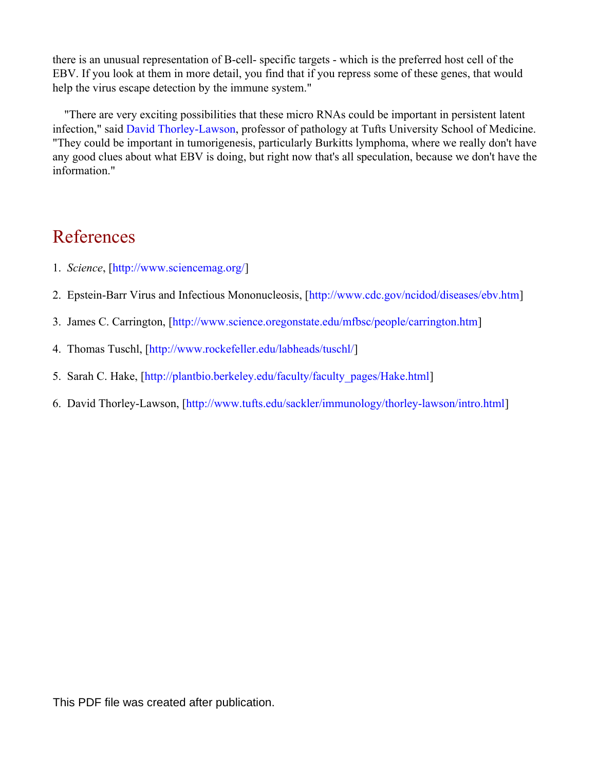there is an unusual representation of B-cell- specific targets - which is the preferred host cell of the EBV. If you look at them in more detail, you find that if you repress some of these genes, that would help the virus escape detection by the immune system."

"There are very exciting possibilities that these micro RNAs could be important in persistent latent infection," said David Thorley-Lawson, professor of pathology at Tufts University School of Medicine. "They could be important in tumorigenesis, particularly Burkitts lymphoma, where we really don't have any good clues about what EBV is doing, but right now that's all speculation, because we don't have the information."

## References

1. *Science*, [http://www.sciencemag.org/]
2. Epstein-Barr Virus and Infectious Mononucleosis, [http://www.cdc.gov/ncidod/diseases/ebv.htm]
3. James C. Carrington, [http://www.science.oregonstate.edu/mfbsc/people/carrington.htm]
4. Thomas Tuschl, [http://www.rockefeller.edu/labheads/tuschl/]
5. Sarah C. Hake, [http://plantbio.berkeley.edu/faculty/faculty_pages/Hake.html]
6. David Thorley-Lawson, [http://www.tufts.edu/sackler/immunology/thorley-lawson/intro.html]

This PDF file was created after publication.